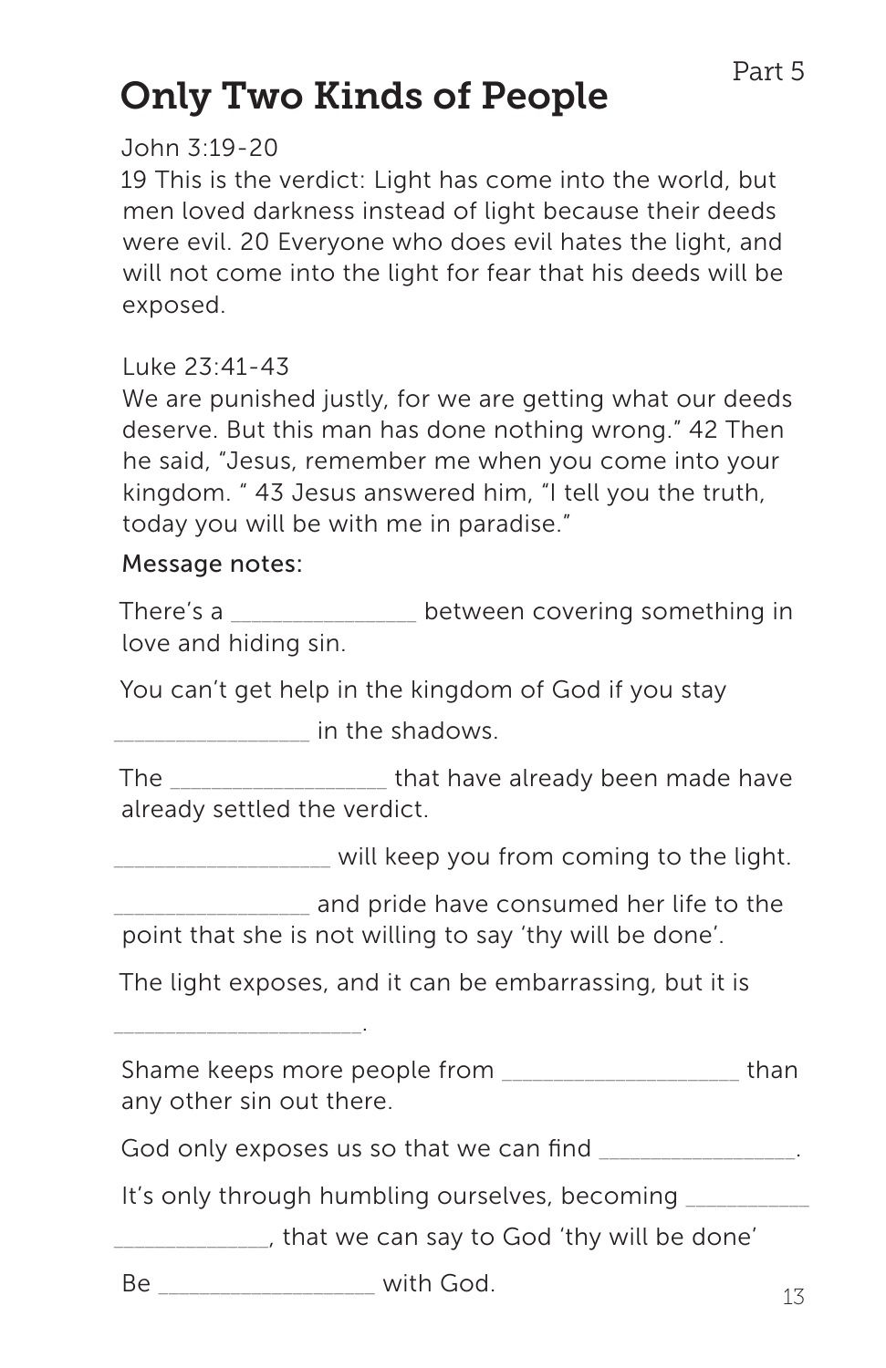# Only Two Kinds of People

Part 5

John 3:19-20
19 This is the verdict: Light has come into the world, but men loved darkness instead of light because their deeds were evil. 20 Everyone who does evil hates the light, and will not come into the light for fear that his deeds will be exposed.

Luke 23:41-43
We are punished justly, for we are getting what our deeds deserve. But this man has done nothing wrong." 42 Then he said, "Jesus, remember me when you come into your kingdom. " 43 Jesus answered him, "I tell you the truth, today you will be with me in paradise."

Message notes:

There's a _______________ between covering something in love and hiding sin.

You can't get help in the kingdom of God if you stay _______________ in the shadows.

The _________________ that have already been made have already settled the verdict.

_________________ will keep you from coming to the light.

_______________ and pride have consumed her life to the point that she is not willing to say 'thy will be done'.

The light exposes, and it can be embarrassing, but it is ___________________.

Shame keeps more people from ___________________ than any other sin out there.

God only exposes us so that we can find _______________.

It's only through humbling ourselves, becoming __________ ____________, that we can say to God 'thy will be done'

Be _________________ with God.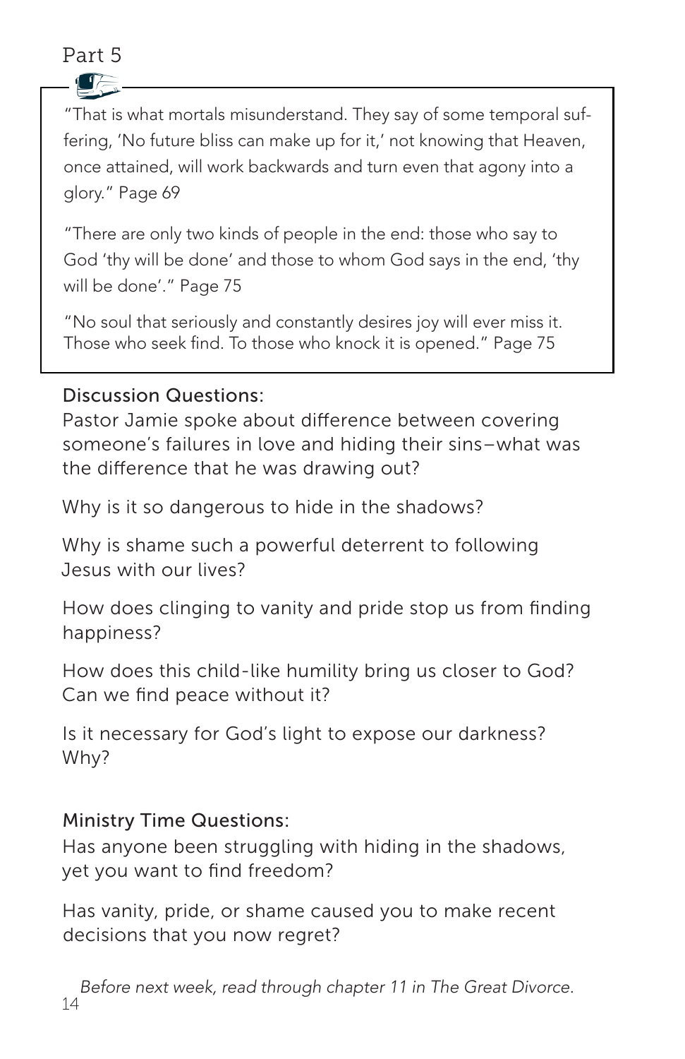## Part 5

"That is what mortals misunderstand. They say of some temporal suffering, 'No future bliss can make up for it,' not knowing that Heaven, once attained, will work backwards and turn even that agony into a glory." Page 69

"There are only two kinds of people in the end: those who say to God 'thy will be done' and those to whom God says in the end, 'thy will be done'." Page 75

"No soul that seriously and constantly desires joy will ever miss it. Those who seek find. To those who knock it is opened." Page 75

### Discussion Questions:

Pastor Jamie spoke about difference between covering someone's failures in love and hiding their sins–what was the difference that he was drawing out?

Why is it so dangerous to hide in the shadows?

Why is shame such a powerful deterrent to following Jesus with our lives?

How does clinging to vanity and pride stop us from finding happiness?

How does this child-like humility bring us closer to God? Can we find peace without it?

Is it necessary for God's light to expose our darkness? Why?

### Ministry Time Questions:

Has anyone been struggling with hiding in the shadows, yet you want to find freedom?

Has vanity, pride, or shame caused you to make recent decisions that you now regret?

*Before next week, read through chapter 11 in The Great Divorce.*